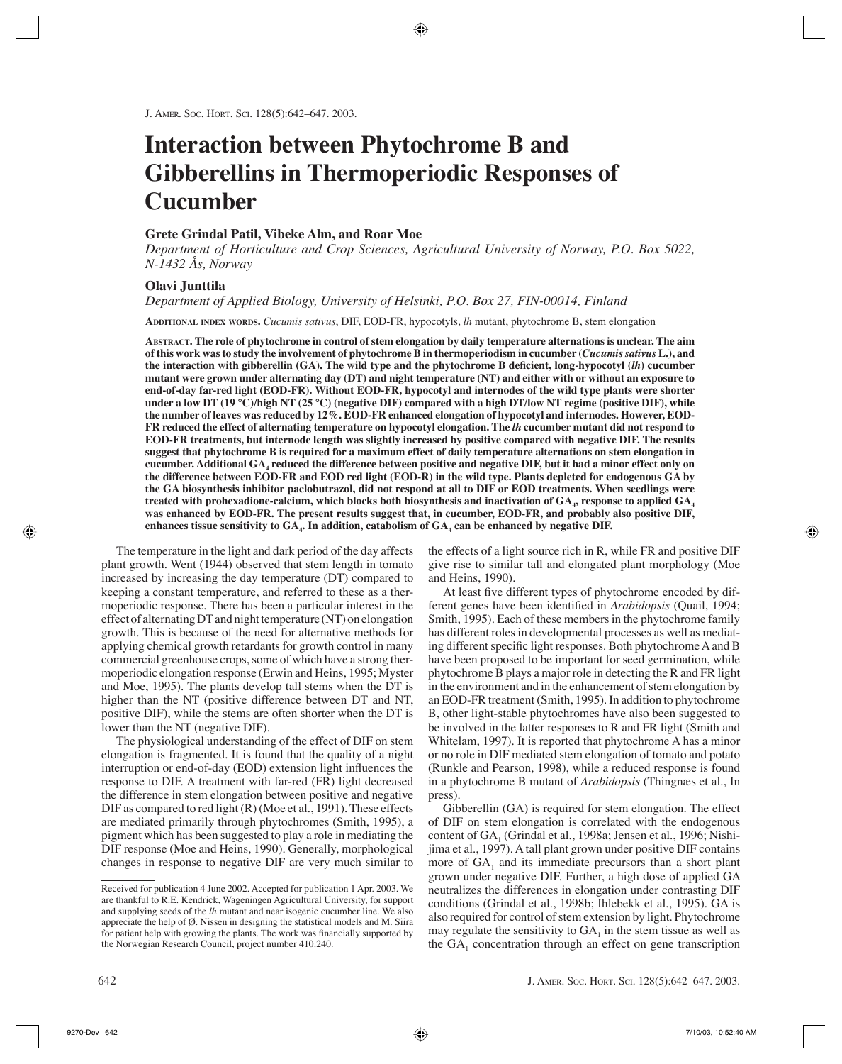# Interaction between Phytochrome B and Gibberellins in Thermoperiodic Responses of Cucumber

**Grete Grindal Patil, Vibeke Alm, and Roar Moe**

*Department of Horticulture and Crop Sciences, Agricultural University of Norway, P.O. Box 5022, N-1432 Ås, Norway*

**Olavi Junttila**

*Department of Applied Biology, University of Helsinki, P.O. Box 27, FIN-00014, Finland*

Additional index words. *Cucumis sativus*, DIF, EOD-FR, hypocotyls, *lh* mutant, phytochrome B, stem elongation

**Abstract. The role of phytochrome in control of stem elongation by daily temperature alternations is unclear. The aim of this work was to study the involvement of phytochrome B in thermoperiodism in cucumber (*Cucumis sativus* L.), and the interaction with gibberellin (GA). The wild type and the phytochrome B deficient, long-hypocotyl (*lh*) cucumber mutant were grown under alternating day (DT) and night temperature (NT) and either with or without an exposure to end-of-day far-red light (EOD-FR). Without EOD-FR, hypocotyl and internodes of the wild type plants were shorter under a low DT (19 °C)/high NT (25 °C) (negative DIF) compared with a high DT/low NT regime (positive DIF), while the number of leaves was reduced by 12%. EOD-FR enhanced elongation of hypocotyl and internodes. However, EOD-FR reduced the effect of alternating temperature on hypocotyl elongation. The *lh* cucumber mutant did not respond to EOD-FR treatments, but internode length was slightly increased by positive compared with negative DIF. The results suggest that phytochrome B is required for a maximum effect of daily temperature alternations on stem elongation in cucumber. Additional $GA_4$ reduced the difference between positive and negative DIF, but it had a minor effect only on the difference between EOD-FR and EOD red light (EOD-R) in the wild type. Plants depleted for endogenous GA by the GA biosynthesis inhibitor paclobutrazol, did not respond at all to DIF or EOD treatments. When seedlings were treated with prohexadione-calcium, which blocks both biosynthesis and inactivation of $GA_4$, response to applied $GA_4$ was enhanced by EOD-FR. The present results suggest that, in cucumber, EOD-FR, and probably also positive DIF, enhances tissue sensitivity to $GA_4$. In addition, catabolism of $GA_4$ can be enhanced by negative DIF.**

The temperature in the light and dark period of the day affects plant growth. Went (1944) observed that stem length in tomato increased by increasing the day temperature (DT) compared to keeping a constant temperature, and referred to these as a thermoperiodic response. There has been a particular interest in the effect of alternating DT and night temperature (NT) on elongation growth. This is because of the need for alternative methods for applying chemical growth retardants for growth control in many commercial greenhouse crops, some of which have a strong thermoperiodic elongation response (Erwin and Heins, 1995; Myster and Moe, 1995). The plants develop tall stems when the DT is higher than the NT (positive difference between DT and NT, positive DIF), while the stems are often shorter when the DT is lower than the NT (negative DIF).

The physiological understanding of the effect of DIF on stem elongation is fragmented. It is found that the quality of a night interruption or end-of-day (EOD) extension light influences the response to DIF. A treatment with far-red (FR) light decreased the difference in stem elongation between positive and negative DIF as compared to red light (R) (Moe et al., 1991). These effects are mediated primarily through phytochromes (Smith, 1995), a pigment which has been suggested to play a role in mediating the DIF response (Moe and Heins, 1990). Generally, morphological changes in response to negative DIF are very much similar to the effects of a light source rich in R, while FR and positive DIF give rise to similar tall and elongated plant morphology (Moe and Heins, 1990).

At least five different types of phytochrome encoded by different genes have been identified in *Arabidopsis* (Quail, 1994; Smith, 1995). Each of these members in the phytochrome family has different roles in developmental processes as well as mediating different specific light responses. Both phytochrome A and B have been proposed to be important for seed germination, while phytochrome B plays a major role in detecting the R and FR light in the environment and in the enhancement of stem elongation by an EOD-FR treatment (Smith, 1995). In addition to phytochrome B, other light-stable phytochromes have also been suggested to be involved in the latter responses to R and FR light (Smith and Whitelam, 1997). It is reported that phytochrome A has a minor or no role in DIF mediated stem elongation of tomato and potato (Runkle and Pearson, 1998), while a reduced response is found in a phytochrome B mutant of *Arabidopsis* (Thingnæs et al., In press).

Gibberellin (GA) is required for stem elongation. The effect of DIF on stem elongation is correlated with the endogenous content of $GA_1$ (Grindal et al., 1998a; Jensen et al., 1996; Nishijima et al., 1997). A tall plant grown under positive DIF contains more of $GA_1$ and its immediate precursors than a short plant grown under negative DIF. Further, a high dose of applied GA neutralizes the differences in elongation under contrasting DIF conditions (Grindal et al., 1998b; Ihlebekk et al., 1995). GA is also required for control of stem extension by light. Phytochrome may regulate the sensitivity to $GA_1$ in the stem tissue as well as the $GA_1$ concentration through an effect on gene transcription

Received for publication 4 June 2002. Accepted for publication 1 Apr. 2003. We are thankful to R.E. Kendrick, Wageningen Agricultural University, for support and supplying seeds of the *lh* mutant and near isogenic cucumber line. We also appreciate the help of Ø. Nissen in designing the statistical models and M. Siira for patient help with growing the plants. The work was financially supported by the Norwegian Research Council, project number 410.240.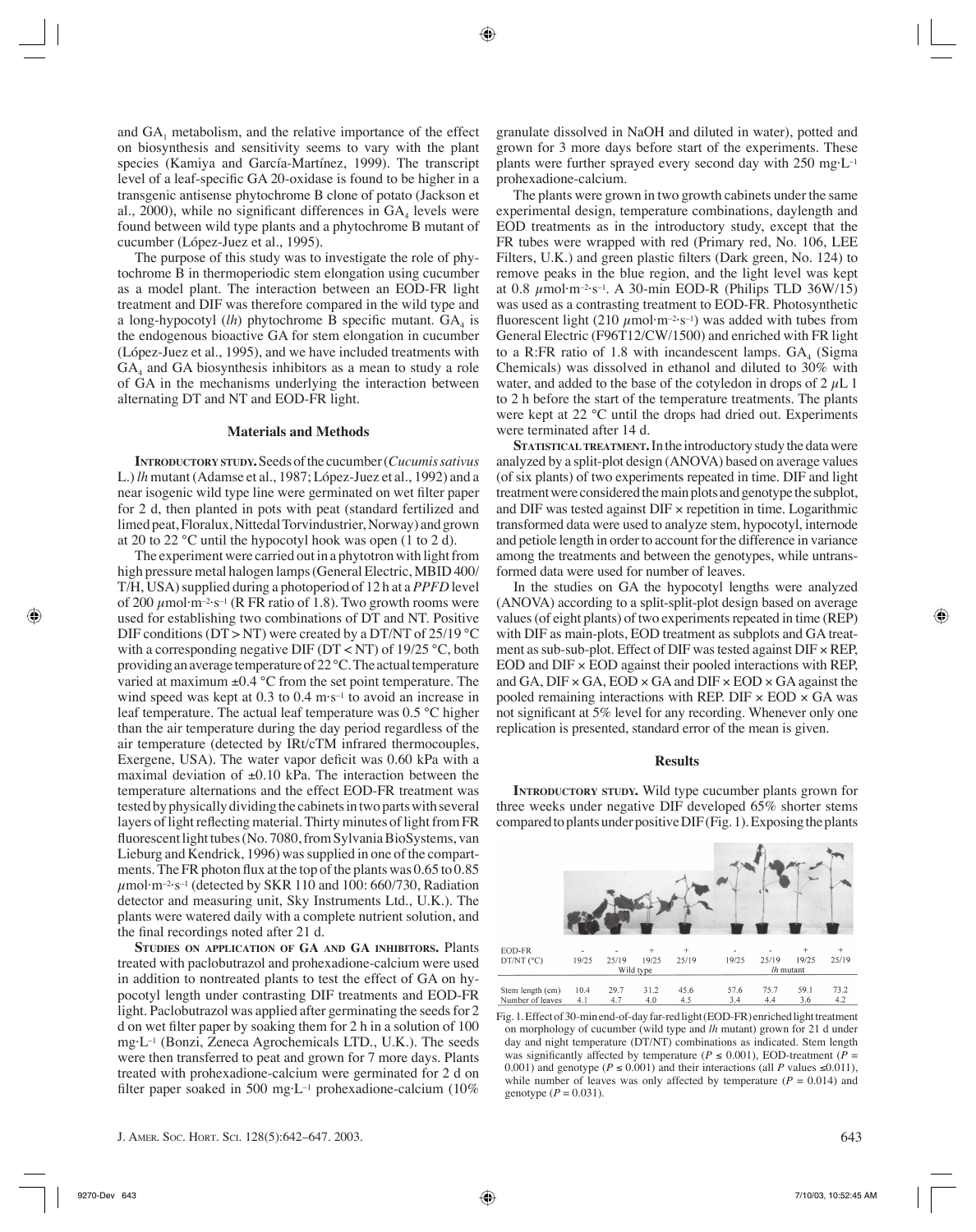and $GA_1$ metabolism, and the relative importance of the effect on biosynthesis and sensitivity seems to vary with the plant species (Kamiya and García-Martínez, 1999). The transcript level of a leaf-specific GA 20-oxidase is found to be higher in a transgenic antisense phytochrome B clone of potato (Jackson et al., 2000), while no significant differences in $GA_4$ levels were found between wild type plants and a phytochrome B mutant of cucumber (López-Juez et al., 1995).

The purpose of this study was to investigate the role of phytochrome B in thermoperiodic stem elongation using cucumber as a model plant. The interaction between an EOD-FR light treatment and DIF was therefore compared in the wild type and a long-hypocotyl (*lh*) phytochrome B specific mutant. $GA_4$ is the endogenous bioactive GA for stem elongation in cucumber (López-Juez et al., 1995), and we have included treatments with $GA_4$ and GA biosynthesis inhibitors as a mean to study a role of GA in the mechanisms underlying the interaction between alternating DT and NT and EOD-FR light.

## Materials and Methods

**Introductory study.** Seeds of the cucumber (*Cucumis sativus* L.) *lh* mutant (Adamse et al., 1987; López-Juez et al., 1992) and a near isogenic wild type line were germinated on wet filter paper for 2 d, then planted in pots with peat (standard fertilized and limed peat, Floralux, Nittedal Torvindustrier, Norway) and grown at 20 to 22 °C until the hypocotyl hook was open (1 to 2 d).

The experiment were carried out in a phytotron with light from high pressure metal halogen lamps (General Electric, MBID 400/T/H, USA) supplied during a photoperiod of 12 h at a *PPFD* level of 200 $\mu mol \cdot m^{-2} \cdot s^{-1}$ (R FR ratio of 1.8). Two growth rooms were used for establishing two combinations of DT and NT. Positive DIF conditions (DT > NT) were created by a DT/NT of 25/19 °C with a corresponding negative DIF (DT < NT) of 19/25 °C, both providing an average temperature of 22 °C. The actual temperature varied at maximum ±0.4 °C from the set point temperature. The wind speed was kept at 0.3 to 0.4 $m \cdot s^{-1}$ to avoid an increase in leaf temperature. The actual leaf temperature was 0.5 °C higher than the air temperature during the day period regardless of the air temperature (detected by IRt/cTM infrared thermocouples, Exergene, USA). The water vapor deficit was 0.60 kPa with a maximal deviation of ±0.10 kPa. The interaction between the temperature alternations and the effect EOD-FR treatment was tested by physically dividing the cabinets in two parts with several layers of light reflecting material. Thirty minutes of light from FR fluorescent light tubes (No. 7080, from Sylvania BioSystems, van Lieburg and Kendrick, 1996) was supplied in one of the compartments. The FR photon flux at the top of the plants was 0.65 to 0.85 $\mu mol \cdot m^{-2} \cdot s^{-1}$ (detected by SKR 110 and 100: 660/730, Radiation detector and measuring unit, Sky Instruments Ltd., U.K.). The plants were watered daily with a complete nutrient solution, and the final recordings noted after 21 d.

**Studies on application of GA and GA inhibitors.** Plants treated with paclobutrazol and prohexadione-calcium were used in addition to nontreated plants to test the effect of GA on hypocotyl length under contrasting DIF treatments and EOD-FR light. Paclobutrazol was applied after germinating the seeds for 2 d on wet filter paper by soaking them for 2 h in a solution of 100 $mg \cdot L^{-1}$ (Bonzi, Zeneca Agrochemicals LTD., U.K.). The seeds were then transferred to peat and grown for 7 more days. Plants treated with prohexadione-calcium were germinated for 2 d on filter paper soaked in 500 $mg \cdot L^{-1}$ prohexadione-calcium (10% granulate dissolved in NaOH and diluted in water), potted and grown for 3 more days before start of the experiments. These plants were further sprayed every second day with 250 $mg \cdot L^{-1}$ prohexadione-calcium.

The plants were grown in two growth cabinets under the same experimental design, temperature combinations, daylength and EOD treatments as in the introductory study, except that the FR tubes were wrapped with red (Primary red, No. 106, LEE Filters, U.K.) and green plastic filters (Dark green, No. 124) to remove peaks in the blue region, and the light level was kept at 0.8 $\mu mol \cdot m^{-2} \cdot s^{-1}$. A 30-min EOD-R (Philips TLD 36W/15) was used as a contrasting treatment to EOD-FR. Photosynthetic fluorescent light (210 $\mu mol \cdot m^{-2} \cdot s^{-1}$) was added with tubes from General Electric (F96T12/CW/1500) and enriched with FR light to a R:FR ratio of 1.8 with incandescent lamps. $GA_4$ (Sigma Chemicals) was dissolved in ethanol and diluted to 30% with water, and added to the base of the cotyledon in drops of 2 $\mu L$ 1 to 2 h before the start of the temperature treatments. The plants were kept at 22 °C until the drops had dried out. Experiments were terminated after 14 d.

**Statistical treatment.** In the introductory study the data were analyzed by a split-plot design (ANOVA) based on average values (of six plants) of two experiments repeated in time. DIF and light treatment were considered the main plots and genotype the subplot, and DIF was tested against DIF × repetition in time. Logarithmic transformed data were used to analyze stem, hypocotyl, internode and petiole length in order to account for the difference in variance among the treatments and between the genotypes, while untransformed data were used for number of leaves.

In the studies on GA the hypocotyl lengths were analyzed (ANOVA) according to a split-split-plot design based on average values (of eight plants) of two experiments repeated in time (REP) with DIF as main-plots, EOD treatment as subplots and GA treatment as sub-sub-plot. Effect of DIF was tested against DIF × REP, EOD and DIF × EOD against their pooled interactions with REP, and GA, DIF × GA, EOD × GA and DIF × EOD × GA against the pooled remaining interactions with REP. DIF × EOD × GA was not significant at 5% level for any recording. Whenever only one replication is presented, standard error of the mean is given.

## Results

**Introductory study.** Wild type cucumber plants grown for three weeks under negative DIF developed 65% shorter stems compared to plants under positive DIF (Fig. 1). Exposing the plants

| EOD-FR | - | - | + | + | - | - | + | + |
|---|---|---|---|---|---|---|---|---|
| DT/NT (°C) | 19/25 | 25/19 | 19/25 | 25/19 | 19/25 | 25/19 | 19/25 | 25/19 |
| | Wild type | | | | *lh* mutant | | | |
| Stem length (cm) | 10.4 | 29.7 | 31.2 | 45.6 | 57.6 | 75.7 | 59.1 | 73.2 |
| Number of leaves | 4.1 | 4.7 | 4.0 | 4.5 | 3.4 | 4.4 | 3.6 | 4.2 |

Fig. 1. Effect of 30-min end-of-day far-red light (EOD-FR) enriched light treatment on morphology of cucumber (wild type and *lh* mutant) grown for 21 d under day and night temperature (DT/NT) combinations as indicated. Stem length was significantly affected by temperature ($P \leq 0.001$), EOD-treatment ($P = 0.001$) and genotype ($P \leq 0.001$) and their interactions (all $P$ values ≤0.011), while number of leaves was only affected by temperature ($P = 0.014$) and genotype ($P = 0.031$).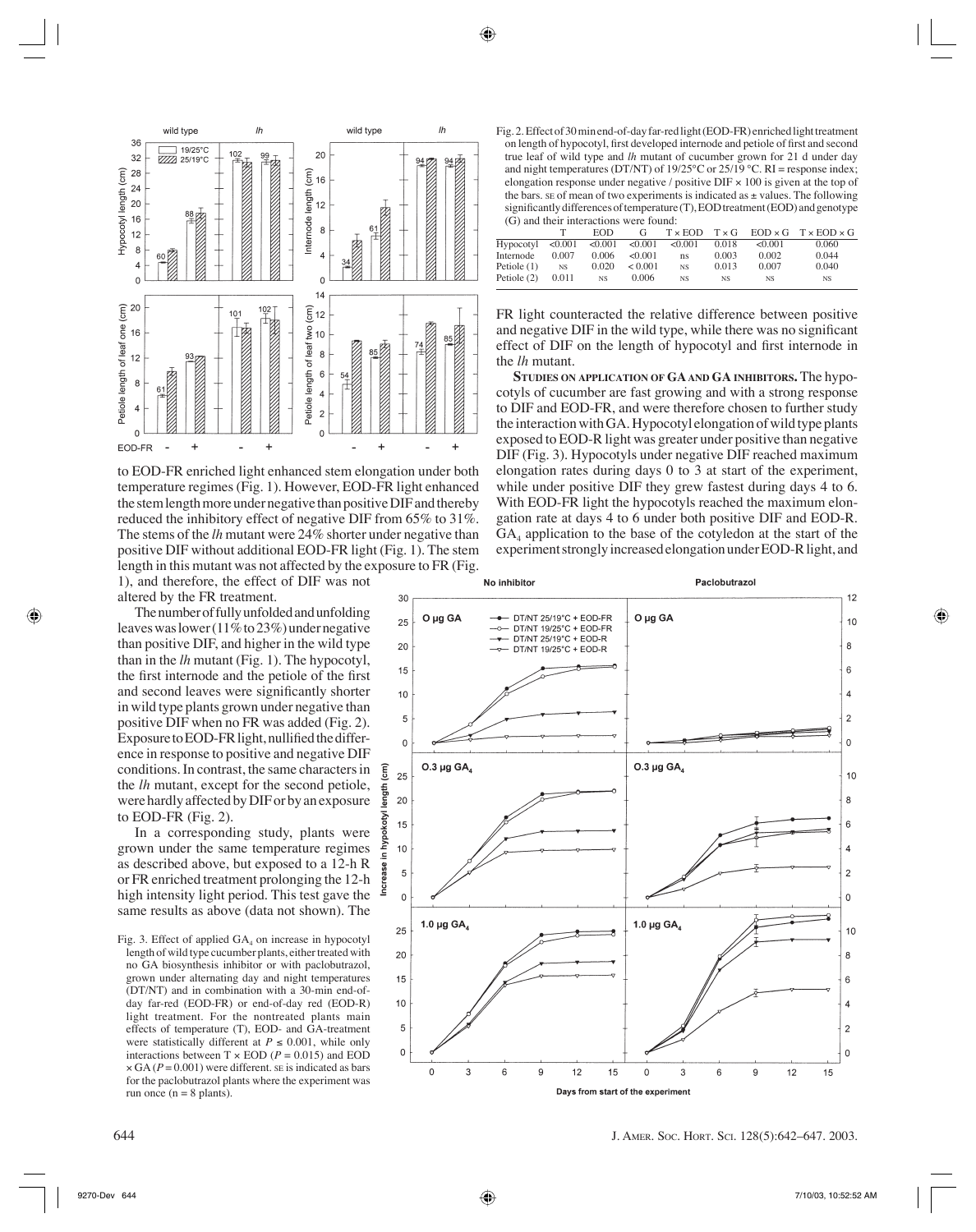Fig. 2. Effect of 30 min end-of-day far-red light (EOD-FR) enriched light treatment on length of hypocotyl, first developed internode and petiole of first and second true leaf of wild type and *lh* mutant of cucumber grown for 21 d under day and night temperatures (DT/NT) of 19/25°C or 25/19 °C. RI = response index; elongation response under negative / positive DIF × 100 is given at the top of the bars. SE of mean of two experiments is indicated as ± values. The following significantly differences of temperature (T), EOD treatment (EOD) and genotype (G) and their interactions were found:

| | T | EOD | G | T × EOD | T × G | EOD × G | T × EOD × G |
|---|---|---|---|---|---|---|---|
| Hypocotyl | <0.001 | <0.001 | <0.001 | <0.001 | 0.018 | <0.001 | 0.060 |
| Internode | 0.007 | 0.006 | <0.001 | ns | 0.003 | 0.002 | 0.044 |
| Petiole (1) | NS | 0.020 | < 0.001 | NS | 0.013 | 0.007 | 0.040 |
| Petiole (2) | 0.011 | NS | 0.006 | NS | NS | NS | NS |

to EOD-FR enriched light enhanced stem elongation under both temperature regimes (Fig. 1). However, EOD-FR light enhanced the stem length more under negative than positive DIF and thereby reduced the inhibitory effect of negative DIF from 65% to 31%. The stems of the *lh* mutant were 24% shorter under negative than positive DIF without additional EOD-FR light (Fig. 1). The stem length in this mutant was not affected by the exposure to FR (Fig. 1), and therefore, the effect of DIF was not altered by the FR treatment.

The number of fully unfolded and unfolding leaves was lower (11% to 23%) under negative than positive DIF, and higher in the wild type than in the *lh* mutant (Fig. 1). The hypocotyl, the first internode and the petiole of the first and second leaves were significantly shorter in wild type plants grown under negative than positive DIF when no FR was added (Fig. 2). Exposure to EOD-FR light, nullified the difference in response to positive and negative DIF conditions. In contrast, the same characters in the *lh* mutant, except for the second petiole, were hardly affected by DIF or by an exposure to EOD-FR (Fig. 2).

In a corresponding study, plants were grown under the same temperature regimes as described above, but exposed to a 12-h R or FR enriched treatment prolonging the 12-h high intensity light period. This test gave the same results as above (data not shown). The FR light counteracted the relative difference between positive and negative DIF in the wild type, while there was no significant effect of DIF on the length of hypocotyl and first internode in the *lh* mutant.

**STUDIES ON APPLICATION OF GA AND GA INHIBITORS.** The hypocotyls of cucumber are fast growing and with a strong response to DIF and EOD-FR, and were therefore chosen to further study the interaction with GA. Hypocotyl elongation of wild type plants exposed to EOD-R light was greater under positive than negative DIF (Fig. 3). Hypocotyls under negative DIF reached maximum elongation rates during days 0 to 3 at start of the experiment, while under positive DIF they grew fastest during days 4 to 6. With EOD-FR light the hypocotyls reached the maximum elongation rate at days 4 to 6 under both positive DIF and EOD-R. $GA_4$ application to the base of the cotyledon at the start of the experiment strongly increased elongation under EOD-R light, and

Fig. 3. Effect of applied $GA_4$ on increase in hypocotyl length of wild type cucumber plants, either treated with no GA biosynthesis inhibitor or with paclobutrazol, grown under alternating day and night temperatures (DT/NT) and in combination with a 30-min end-of-day far-red (EOD-FR) or end-of-day red (EOD-R) light treatment. For the nontreated plants main effects of temperature (T), EOD- and GA-treatment were statistically different at $P \leq 0.001$, while only interactions between T × EOD ($P = 0.015$) and EOD × GA ($P = 0.001$) were different. SE is indicated as bars for the paclobutrazol plants where the experiment was run once (n = 8 plants).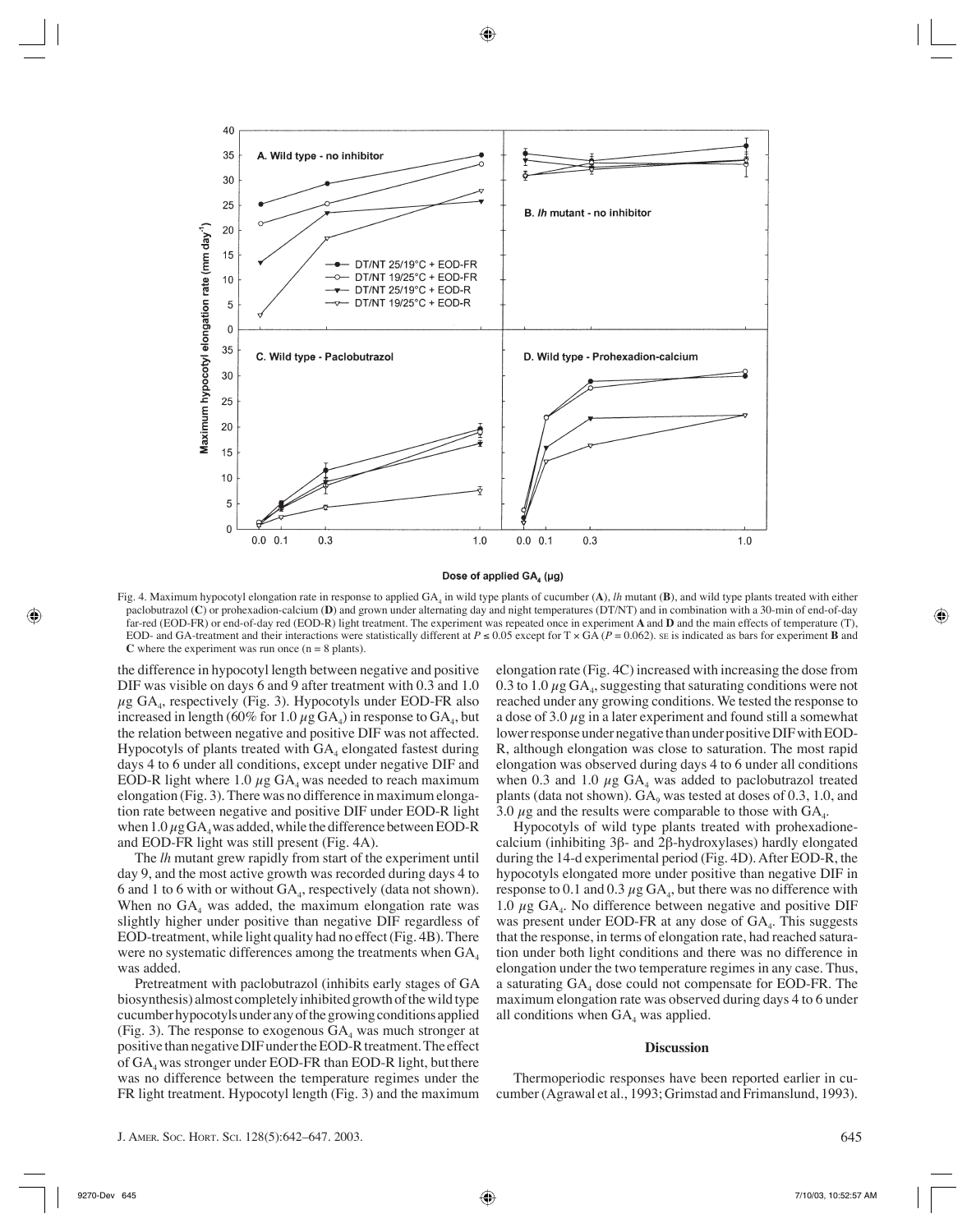Fig. 4. Maximum hypocotyl elongation rate in response to applied $GA_4$ in wild type plants of cucumber (**A**), *lh* mutant (**B**), and wild type plants treated with either paclobutrazol (**C**) or prohexadion-calcium (**D**) and grown under alternating day and night temperatures (DT/NT) and in combination with a 30-min of end-of-day far-red (EOD-FR) or end-of-day red (EOD-R) light treatment. The experiment was repeated once in experiment **A** and **D** and the main effects of temperature (T), EOD- and GA-treatment and their interactions were statistically different at $P \leq 0.05$ except for T × GA ($P = 0.062$). SE is indicated as bars for experiment **B** and **C** where the experiment was run once (n = 8 plants).

the difference in hypocotyl length between negative and positive DIF was visible on days 6 and 9 after treatment with 0.3 and 1.0 $\mu$g $GA_4$, respectively (Fig. 3). Hypocotyls under EOD-FR also increased in length (60% for 1.0 $\mu$g $GA_4$) in response to $GA_4$, but the relation between negative and positive DIF was not affected. Hypocotyls of plants treated with $GA_4$ elongated fastest during days 4 to 6 under all conditions, except under negative DIF and EOD-R light where 1.0 $\mu$g $GA_4$ was needed to reach maximum elongation (Fig. 3). There was no difference in maximum elongation rate between negative and positive DIF under EOD-R light when 1.0 $\mu$g $GA_4$ was added, while the difference between EOD-R and EOD-FR light was still present (Fig. 4A).

The *lh* mutant grew rapidly from start of the experiment until day 9, and the most active growth was recorded during days 4 to 6 and 1 to 6 with or without $GA_4$, respectively (data not shown). When no $GA_4$ was added, the maximum elongation rate was slightly higher under positive than negative DIF regardless of EOD-treatment, while light quality had no effect (Fig. 4B). There were no systematic differences among the treatments when $GA_4$ was added.

Pretreatment with paclobutrazol (inhibits early stages of GA biosynthesis) almost completely inhibited growth of the wild type cucumber hypocotyls under any of the growing conditions applied (Fig. 3). The response to exogenous $GA_4$ was much stronger at positive than negative DIF under the EOD-R treatment. The effect of $GA_4$ was stronger under EOD-FR than EOD-R light, but there was no difference between the temperature regimes under the FR light treatment. Hypocotyl length (Fig. 3) and the maximum elongation rate (Fig. 4C) increased with increasing the dose from 0.3 to 1.0 $\mu$g $GA_4$, suggesting that saturating conditions were not reached under any growing conditions. We tested the response to a dose of 3.0 $\mu$g in a later experiment and found still a somewhat lower response under negative than under positive DIF with EOD-R, although elongation was close to saturation. The most rapid elongation was observed during days 4 to 6 under all conditions when 0.3 and 1.0 $\mu$g $GA_4$ was added to paclobutrazol treated plants (data not shown). $GA_9$ was tested at doses of 0.3, 1.0, and 3.0 $\mu$g and the results were comparable to those with $GA_4$.

Hypocotyls of wild type plants treated with prohexadione-calcium (inhibiting 3β- and 2β-hydroxylases) hardly elongated during the 14-d experimental period (Fig. 4D). After EOD-R, the hypocotyls elongated more under positive than negative DIF in response to 0.1 and 0.3 $\mu$g $GA_4$, but there was no difference with 1.0 $\mu$g $GA_4$. No difference between negative and positive DIF was present under EOD-FR at any dose of $GA_4$. This suggests that the response, in terms of elongation rate, had reached saturation under both light conditions and there was no difference in elongation under the two temperature regimes in any case. Thus, a saturating $GA_4$ dose could not compensate for EOD-FR. The maximum elongation rate was observed during days 4 to 6 under all conditions when $GA_4$ was applied.

## Discussion

Thermoperiodic responses have been reported earlier in cucumber (Agrawal et al., 1993; Grimstad and Frimanslund, 1993).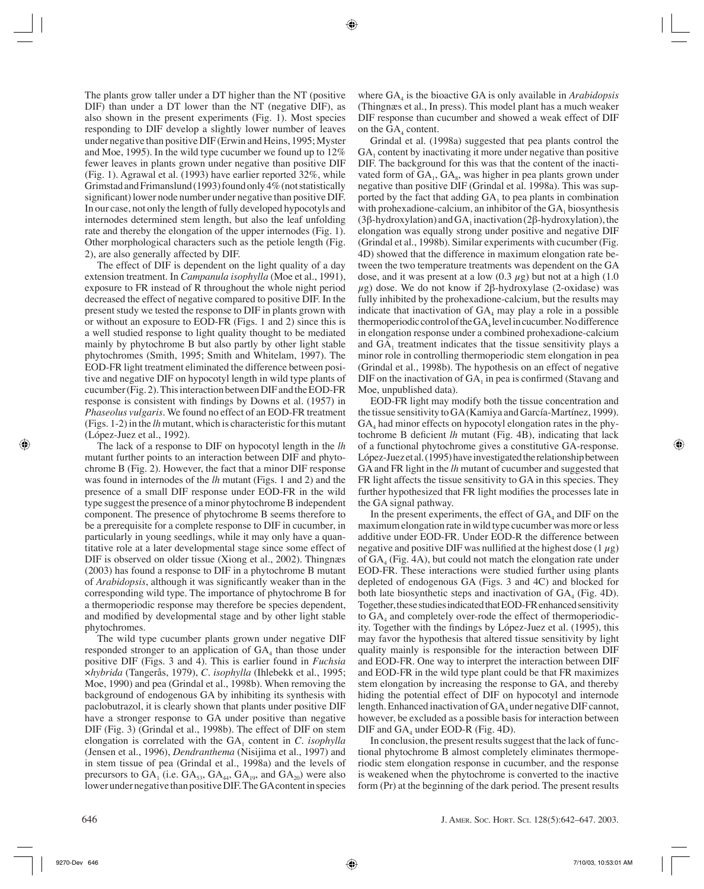The plants grow taller under a DT higher than the NT (positive DIF) than under a DT lower than the NT (negative DIF), as also shown in the present experiments (Fig. 1). Most species responding to DIF develop a slightly lower number of leaves under negative than positive DIF (Erwin and Heins, 1995; Myster and Moe, 1995). In the wild type cucumber we found up to 12% fewer leaves in plants grown under negative than positive DIF (Fig. 1). Agrawal et al. (1993) have earlier reported 32%, while Grimstad and Frimanslund (1993) found only 4% (not statistically significant) lower node number under negative than positive DIF. In our case, not only the length of fully developed hypocotyls and internodes determined stem length, but also the leaf unfolding rate and thereby the elongation of the upper internodes (Fig. 1). Other morphological characters such as the petiole length (Fig. 2), are also generally affected by DIF.

The effect of DIF is dependent on the light quality of a day extension treatment. In *Campanula isophylla* (Moe et al., 1991), exposure to FR instead of R throughout the whole night period decreased the effect of negative compared to positive DIF. In the present study we tested the response to DIF in plants grown with or without an exposure to EOD-FR (Figs. 1 and 2) since this is a well studied response to light quality thought to be mediated mainly by phytochrome B but also partly by other light stable phytochromes (Smith, 1995; Smith and Whitelam, 1997). The EOD-FR light treatment eliminated the difference between positive and negative DIF on hypocotyl length in wild type plants of cucumber (Fig. 2). This interaction between DIF and the EOD-FR response is consistent with findings by Downs et al. (1957) in *Phaseolus vulgaris*. We found no effect of an EOD-FR treatment (Figs. 1-2) in the *lh* mutant, which is characteristic for this mutant (López-Juez et al., 1992).

The lack of a response to DIF on hypocotyl length in the *lh* mutant further points to an interaction between DIF and phytochrome B (Fig. 2). However, the fact that a minor DIF response was found in internodes of the *lh* mutant (Figs. 1 and 2) and the presence of a small DIF response under EOD-FR in the wild type suggest the presence of a minor phytochrome B independent component. The presence of phytochrome B seems therefore to be a prerequisite for a complete response to DIF in cucumber, in particularly in young seedlings, while it may only have a quantitative role at a later developmental stage since some effect of DIF is observed on older tissue (Xiong et al., 2002). Thingnæs (2003) has found a response to DIF in a phytochrome B mutant of *Arabidopsis*, although it was significantly weaker than in the corresponding wild type. The importance of phytochrome B for a thermoperiodic response may therefore be species dependent, and modified by developmental stage and by other light stable phytochromes.

The wild type cucumber plants grown under negative DIF responded stronger to an application of $GA_4$ than those under positive DIF (Figs. 3 and 4). This is earlier found in *Fuchsia ×hybrida* (Tangerås, 1979), *C. isophylla* (Ihlebekk et al., 1995; Moe, 1990) and pea (Grindal et al., 1998b). When removing the background of endogenous GA by inhibiting its synthesis with paclobutrazol, it is clearly shown that plants under positive DIF have a stronger response to GA under positive than negative DIF (Fig. 3) (Grindal et al., 1998b). The effect of DIF on stem elongation is correlated with the $GA_1$ content in *C. isophylla* (Jensen et al., 1996), *Dendranthema* (Nisijima et al., 1997) and in stem tissue of pea (Grindal et al., 1998a) and the levels of precursors to $GA_1$ (i.e. $GA_{53}$, $GA_{44}$, $GA_{19}$, and $GA_{20}$) were also lower under negative than positive DIF. The GA content in species where $GA_4$ is the bioactive GA is only available in *Arabidopsis* (Thingnæs et al., In press). This model plant has a much weaker DIF response than cucumber and showed a weak effect of DIF on the $GA_4$ content.

Grindal et al. (1998a) suggested that pea plants control the $GA_1$ content by inactivating it more under negative than positive DIF. The background for this was that the content of the inactivated form of $GA_1$, $GA_8$, was higher in pea plants grown under negative than positive DIF (Grindal et al. 1998a). This was supported by the fact that adding $GA_1$ to pea plants in combination with prohexadione-calcium, an inhibitor of the $GA_1$ biosynthesis (3β-hydroxylation) and $GA_1$ inactivation (2β-hydroxylation), the elongation was equally strong under positive and negative DIF (Grindal et al., 1998b). Similar experiments with cucumber (Fig. 4D) showed that the difference in maximum elongation rate between the two temperature treatments was dependent on the GA dose, and it was present at a low (0.3 μg) but not at a high (1.0 μg) dose. We do not know if 2β-hydroxylase (2-oxidase) was fully inhibited by the prohexadione-calcium, but the results may indicate that inactivation of $GA_4$ may play a role in a possible thermoperiodic control of the $GA_4$ level in cucumber. No difference in elongation response under a combined prohexadione-calcium and $GA_1$ treatment indicates that the tissue sensitivity plays a minor role in controlling thermoperiodic stem elongation in pea (Grindal et al., 1998b). The hypothesis on an effect of negative DIF on the inactivation of $GA_1$ in pea is confirmed (Stavang and Moe, unpublished data).

EOD-FR light may modify both the tissue concentration and the tissue sensitivity to GA (Kamiya and García-Martínez, 1999). $GA_4$ had minor effects on hypocotyl elongation rates in the phytochrome B deficient *lh* mutant (Fig. 4B), indicating that lack of a functional phytochrome gives a constitutive GA-response. López-Juez et al. (1995) have investigated the relationship between GA and FR light in the *lh* mutant of cucumber and suggested that FR light affects the tissue sensitivity to GA in this species. They further hypothesized that FR light modifies the processes late in the GA signal pathway.

In the present experiments, the effect of $GA_4$ and DIF on the maximum elongation rate in wild type cucumber was more or less additive under EOD-FR. Under EOD-R the difference between negative and positive DIF was nullified at the highest dose (1 μg) of $GA_4$ (Fig. 4A), but could not match the elongation rate under EOD-FR. These interactions were studied further using plants depleted of endogenous GA (Figs. 3 and 4C) and blocked for both late biosynthetic steps and inactivation of $GA_4$ (Fig. 4D). Together, these studies indicated that EOD-FR enhanced sensitivity to $GA_4$ and completely over-rode the effect of thermoperiodicity. Together with the findings by López-Juez et al. (1995), this may favor the hypothesis that altered tissue sensitivity by light quality mainly is responsible for the interaction between DIF and EOD-FR. One way to interpret the interaction between DIF and EOD-FR in the wild type plant could be that FR maximizes stem elongation by increasing the response to GA, and thereby hiding the potential effect of DIF on hypocotyl and internode length. Enhanced inactivation of $GA_4$ under negative DIF cannot, however, be excluded as a possible basis for interaction between DIF and $GA_4$ under EOD-R (Fig. 4D).

In conclusion, the present results suggest that the lack of functional phytochrome B almost completely eliminates thermoperiodic stem elongation response in cucumber, and the response is weakened when the phytochrome is converted to the inactive form (Pr) at the beginning of the dark period. The present results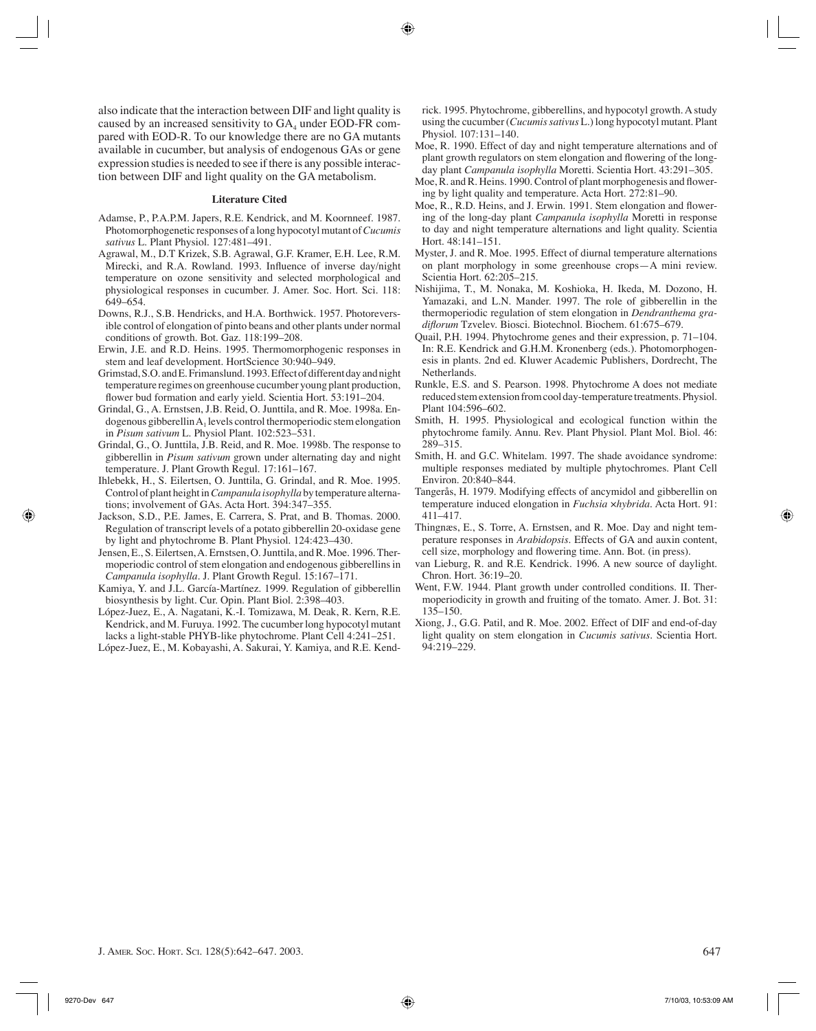also indicate that the interaction between DIF and light quality is caused by an increased sensitivity to $GA_4$ under EOD-FR compared with EOD-R. To our knowledge there are no GA mutants available in cucumber, but analysis of endogenous GAs or gene expression studies is needed to see if there is any possible interaction between DIF and light quality on the GA metabolism.

### Literature Cited

Adamse, P., P.A.P.M. Japers, R.E. Kendrick, and M. Koornneef. 1987. Photomorphogenetic responses of a long hypocotyl mutant of *Cucumis sativus* L. Plant Physiol. 127:481–491.

Agrawal, M., D.T Krizek, S.B. Agrawal, G.F. Kramer, E.H. Lee, R.M. Mirecki, and R.A. Rowland. 1993. Influence of inverse day/night temperature on ozone sensitivity and selected morphological and physiological responses in cucumber. J. Amer. Soc. Hort. Sci. 118: 649–654.

Downs, R.J., S.B. Hendricks, and H.A. Borthwick. 1957. Photoreversible control of elongation of pinto beans and other plants under normal conditions of growth. Bot. Gaz. 118:199–208.

Erwin, J.E. and R.D. Heins. 1995. Thermomorphogenic responses in stem and leaf development. HortScience 30:940–949.

Grimstad, S.O. and E. Frimanslund. 1993. Effect of different day and night temperature regimes on greenhouse cucumber young plant production, flower bud formation and early yield. Scientia Hort. 53:191–204.

Grindal, G., A. Ernstsen, J.B. Reid, O. Junttila, and R. Moe. 1998a. Endogenous gibberellin $A_1$ levels control thermoperiodic stem elongation in *Pisum sativum* L. Physiol Plant. 102:523–531.

Grindal, G., O. Junttila, J.B. Reid, and R. Moe. 1998b. The response to gibberellin in *Pisum sativum* grown under alternating day and night temperature. J. Plant Growth Regul. 17:161–167.

Ihlebekk, H., S. Eilertsen, O. Junttila, G. Grindal, and R. Moe. 1995. Control of plant height in *Campanula isophylla* by temperature alternations; involvement of GAs. Acta Hort. 394:347–355.

Jackson, S.D., P.E. James, E. Carrera, S. Prat, and B. Thomas. 2000. Regulation of transcript levels of a potato gibberellin 20-oxidase gene by light and phytochrome B. Plant Physiol. 124:423–430.

Jensen, E., S. Eilertsen, A. Ernstsen, O. Junttila, and R. Moe. 1996. Thermoperiodic control of stem elongation and endogenous gibberellins in *Campanula isophylla*. J. Plant Growth Regul. 15:167–171.

Kamiya, Y. and J.L. García-Martínez. 1999. Regulation of gibberellin biosynthesis by light. Cur. Opin. Plant Biol. 2:398–403.

López-Juez, E., A. Nagatani, K.-I. Tomizawa, M. Deak, R. Kern, R.E. Kendrick, and M. Furuya. 1992. The cucumber long hypocotyl mutant lacks a light-stable PHYB-like phytochrome. Plant Cell 4:241–251.

López-Juez, E., M. Kobayashi, A. Sakurai, Y. Kamiya, and R.E. Kendrick. 1995. Phytochrome, gibberellins, and hypocotyl growth. A study using the cucumber (*Cucumis sativus* L.) long hypocotyl mutant. Plant Physiol. 107:131–140.

Moe, R. 1990. Effect of day and night temperature alternations and of plant growth regulators on stem elongation and flowering of the long-day plant *Campanula isophylla* Moretti. Scientia Hort. 43:291–305.

Moe, R. and R. Heins. 1990. Control of plant morphogenesis and flowering by light quality and temperature. Acta Hort. 272:81–90.

Moe, R., R.D. Heins, and J. Erwin. 1991. Stem elongation and flowering of the long-day plant *Campanula isophylla* Moretti in response to day and night temperature alternations and light quality. Scientia Hort. 48:141–151.

Myster, J. and R. Moe. 1995. Effect of diurnal temperature alternations on plant morphology in some greenhouse crops—A mini review. Scientia Hort. 62:205–215.

Nishijima, T., M. Nonaka, M. Koshioka, H. Ikeda, M. Dozono, H. Yamazaki, and L.N. Mander. 1997. The role of gibberellin in the thermoperiodic regulation of stem elongation in *Dendranthema gradiflorum* Tzvelev. Biosci. Biotechnol. Biochem. 61:675–679.

Quail, P.H. 1994. Phytochrome genes and their expression, p. 71–104. In: R.E. Kendrick and G.H.M. Kronenberg (eds.). Photomorphogenesis in plants. 2nd ed. Kluwer Academic Publishers, Dordrecht, The Netherlands.

Runkle, E.S. and S. Pearson. 1998. Phytochrome A does not mediate reduced stem extension from cool day-temperature treatments. Physiol. Plant 104:596–602.

Smith, H. 1995. Physiological and ecological function within the phytochrome family. Annu. Rev. Plant Physiol. Plant Mol. Biol. 46: 289–315.

Smith, H. and G.C. Whitelam. 1997. The shade avoidance syndrome: multiple responses mediated by multiple phytochromes. Plant Cell Environ. 20:840–844.

Tangerås, H. 1979. Modifying effects of ancymidol and gibberellin on temperature induced elongation in *Fuchsia ×hybrida*. Acta Hort. 91: 411–417.

Thingnæs, E., S. Torre, A. Ernstsen, and R. Moe. Day and night temperature responses in *Arabidopsis*. Effects of GA and auxin content, cell size, morphology and flowering time. Ann. Bot. (in press).

van Lieburg, R. and R.E. Kendrick. 1996. A new source of daylight. Chron. Hort. 36:19–20.

Went, F.W. 1944. Plant growth under controlled conditions. II. Thermoperiodicity in growth and fruiting of the tomato. Amer. J. Bot. 31: 135–150.

Xiong, J., G.G. Patil, and R. Moe. 2002. Effect of DIF and end-of-day light quality on stem elongation in *Cucumis sativus*. Scientia Hort. 94:219–229.